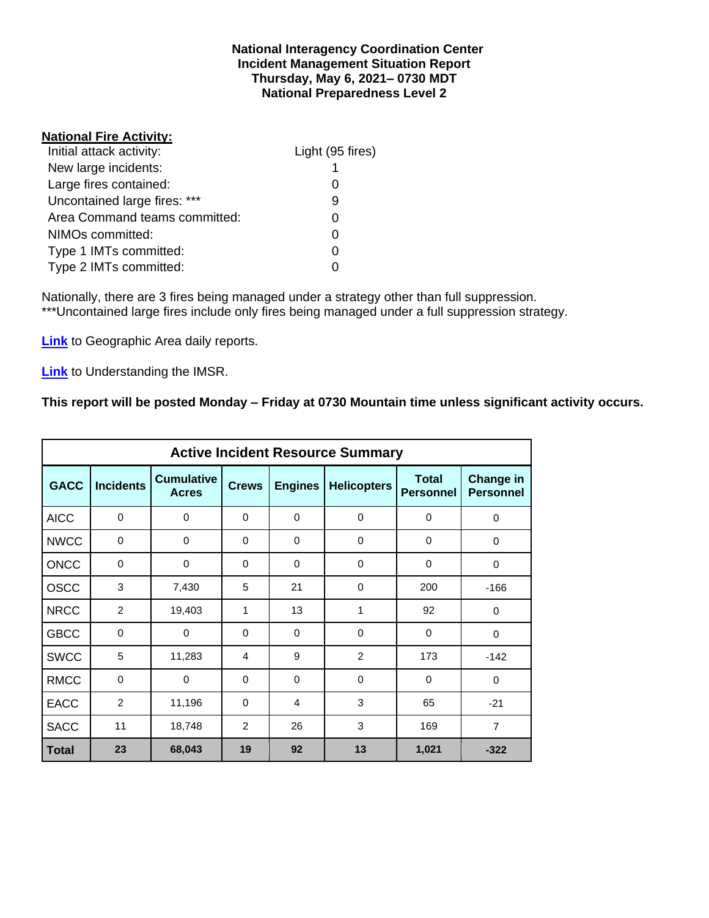**National Interagency Coordination Center**
**Incident Management Situation Report**
**Thursday, May 6, 2021– 0730 MDT**
**National Preparedness Level 2**

**National Fire Activity:**

| | |
|---|---|
| Initial attack activity: | Light (95 fires) |
| New large incidents: | 1 |
| Large fires contained: | 0 |
| Uncontained large fires: *** | 9 |
| Area Command teams committed: | 0 |
| NIMOs committed: | 0 |
| Type 1 IMTs committed: | 0 |
| Type 2 IMTs committed: | 0 |

Nationally, there are 3 fires being managed under a strategy other than full suppression.
***Uncontained large fires include only fires being managed under a full suppression strategy.

**Link** to Geographic Area daily reports.

**Link** to Understanding the IMSR.

**This report will be posted Monday – Friday at 0730 Mountain time unless significant activity occurs.**

**Active Incident Resource Summary**

| GACC | Incidents | Cumulative Acres | Crews | Engines | Helicopters | Total Personnel | Change in Personnel |
|---|---|---|---|---|---|---|---|
| AICC | 0 | 0 | 0 | 0 | 0 | 0 | 0 |
| NWCC | 0 | 0 | 0 | 0 | 0 | 0 | 0 |
| ONCC | 0 | 0 | 0 | 0 | 0 | 0 | 0 |
| OSCC | 3 | 7,430 | 5 | 21 | 0 | 200 | -166 |
| NRCC | 2 | 19,403 | 1 | 13 | 1 | 92 | 0 |
| GBCC | 0 | 0 | 0 | 0 | 0 | 0 | 0 |
| SWCC | 5 | 11,283 | 4 | 9 | 2 | 173 | -142 |
| RMCC | 0 | 0 | 0 | 0 | 0 | 0 | 0 |
| EACC | 2 | 11,196 | 0 | 4 | 3 | 65 | -21 |
| SACC | 11 | 18,748 | 2 | 26 | 3 | 169 | 7 |
| **Total** | **23** | **68,043** | **19** | **92** | **13** | **1,021** | **-322** |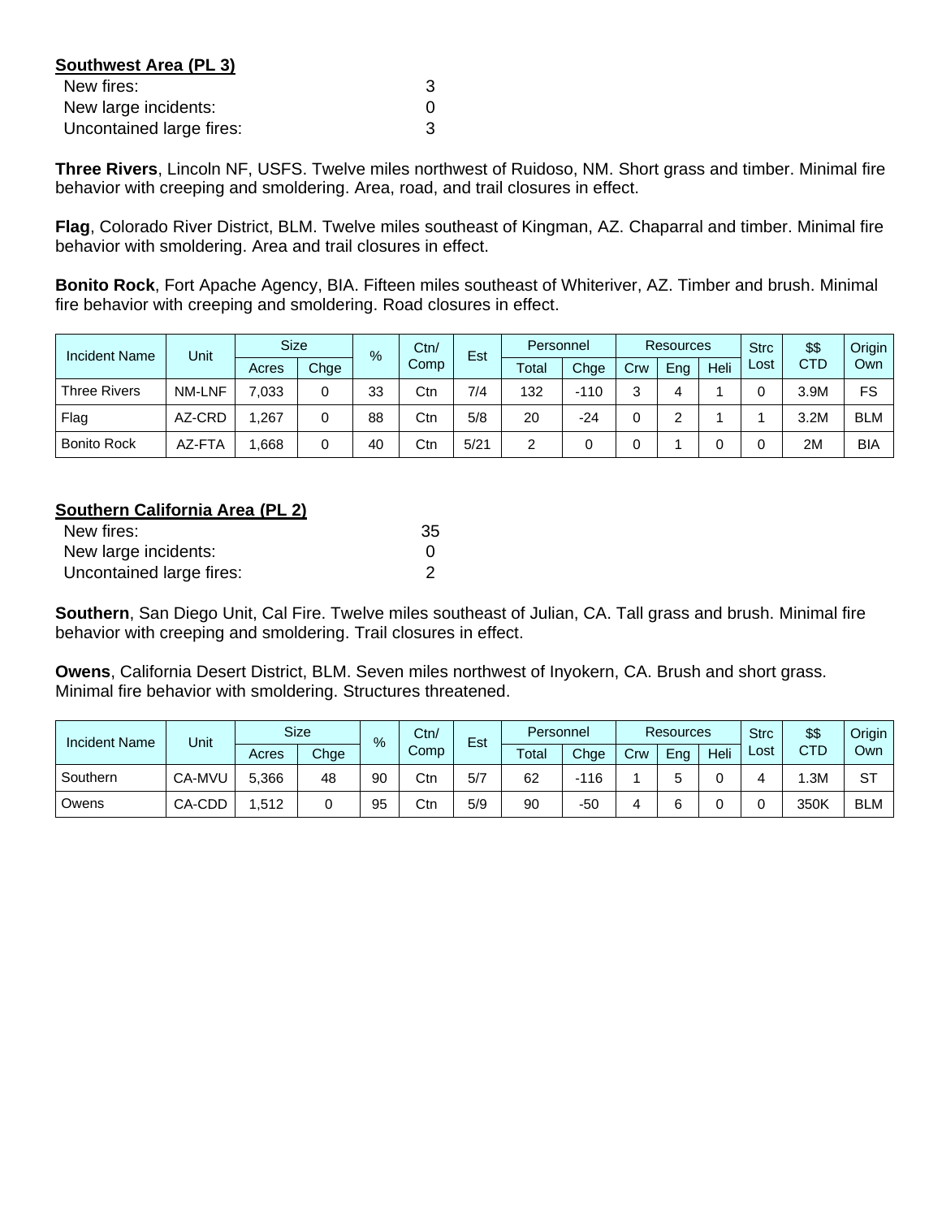**Southwest Area (PL 3)**

New fires: 3
New large incidents: 0
Uncontained large fires: 3

**Three Rivers**, Lincoln NF, USFS. Twelve miles northwest of Ruidoso, NM. Short grass and timber. Minimal fire behavior with creeping and smoldering. Area, road, and trail closures in effect.

**Flag**, Colorado River District, BLM. Twelve miles southeast of Kingman, AZ. Chaparral and timber. Minimal fire behavior with smoldering. Area and trail closures in effect.

**Bonito Rock**, Fort Apache Agency, BIA. Fifteen miles southeast of Whiteriver, AZ. Timber and brush. Minimal fire behavior with creeping and smoldering. Road closures in effect.

| Incident Name | Unit | Size | | % | Ctn/ Comp | Est | Personnel | | Resources | | | Strc Lost | $$ CTD | Origin Own |
|---|---|---|---|---|---|---|---|---|---|---|---|---|---|---|
| | | Acres | Chge | | | | Total | Chge | Crw | Eng | Heli | | | |
| Three Rivers | NM-LNF | 7,033 | 0 | 33 | Ctn | 7/4 | 132 | -110 | 3 | 4 | 1 | 0 | 3.9M | FS |
| Flag | AZ-CRD | 1,267 | 0 | 88 | Ctn | 5/8 | 20 | -24 | 0 | 2 | 1 | 1 | 3.2M | BLM |
| Bonito Rock | AZ-FTA | 1,668 | 0 | 40 | Ctn | 5/21 | 2 | 0 | 0 | 1 | 0 | 0 | 2M | BIA |

**Southern California Area (PL 2)**

New fires: 35
New large incidents: 0
Uncontained large fires: 2

**Southern**, San Diego Unit, Cal Fire. Twelve miles southeast of Julian, CA. Tall grass and brush. Minimal fire behavior with creeping and smoldering. Trail closures in effect.

**Owens**, California Desert District, BLM. Seven miles northwest of Inyokern, CA. Brush and short grass. Minimal fire behavior with smoldering. Structures threatened.

| Incident Name | Unit | Size | | % | Ctn/ Comp | Est | Personnel | | Resources | | | Strc Lost | $$ CTD | Origin Own |
|---|---|---|---|---|---|---|---|---|---|---|---|---|---|---|
| | | Acres | Chge | | | | Total | Chge | Crw | Eng | Heli | | | |
| Southern | CA-MVU | 5,366 | 48 | 90 | Ctn | 5/7 | 62 | -116 | 1 | 5 | 0 | 4 | 1.3M | ST |
| Owens | CA-CDD | 1,512 | 0 | 95 | Ctn | 5/9 | 90 | -50 | 4 | 6 | 0 | 0 | 350K | BLM |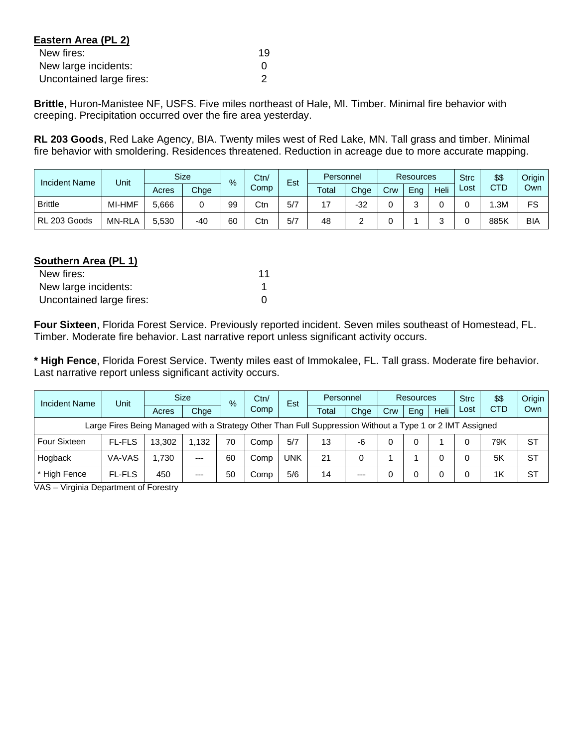**Eastern Area (PL 2)**

| | |
|---|---|
| New fires: | 19 |
| New large incidents: | 0 |
| Uncontained large fires: | 2 |

**Brittle**, Huron-Manistee NF, USFS. Five miles northeast of Hale, MI. Timber. Minimal fire behavior with creeping. Precipitation occurred over the fire area yesterday.

**RL 203 Goods**, Red Lake Agency, BIA. Twenty miles west of Red Lake, MN. Tall grass and timber. Minimal fire behavior with smoldering. Residences threatened. Reduction in acreage due to more accurate mapping.

| Incident Name | Unit | Size | | % | Ctn/ Comp | Est | Personnel | | Resources | | | Strc Lost | $$ CTD | Origin Own |
|---|---|---|---|---|---|---|---|---|---|---|---|---|---|---|
| | | Acres | Chge | | | | Total | Chge | Crw | Eng | Heli | | | |
| Brittle | MI-HMF | 5,666 | 0 | 99 | Ctn | 5/7 | 17 | -32 | 0 | 3 | 0 | 0 | 1.3M | FS |
| RL 203 Goods | MN-RLA | 5,530 | -40 | 60 | Ctn | 5/7 | 48 | 2 | 0 | 1 | 3 | 0 | 885K | BIA |

**Southern Area (PL 1)**

| | |
|---|---|
| New fires: | 11 |
| New large incidents: | 1 |
| Uncontained large fires: | 0 |

**Four Sixteen**, Florida Forest Service. Previously reported incident. Seven miles southeast of Homestead, FL. Timber. Moderate fire behavior. Last narrative report unless significant activity occurs.

**\* High Fence**, Florida Forest Service. Twenty miles east of Immokalee, FL. Tall grass. Moderate fire behavior. Last narrative report unless significant activity occurs.

| Incident Name | Unit | Size | | % | Ctn/ Comp | Est | Personnel | | Resources | | | Strc Lost | $$ CTD | Origin Own |
|---|---|---|---|---|---|---|---|---|---|---|---|---|---|---|
| | | Acres | Chge | | | | Total | Chge | Crw | Eng | Heli | | | |
| Large Fires Being Managed with a Strategy Other Than Full Suppression Without a Type 1 or 2 IMT Assigned | | | | | | | | | | | | | | |
| Four Sixteen | FL-FLS | 13,302 | 1,132 | 70 | Comp | 5/7 | 13 | -6 | 0 | 0 | 1 | 0 | 79K | ST |
| Hogback | VA-VAS | 1,730 | --- | 60 | Comp | UNK | 21 | 0 | 1 | 1 | 0 | 0 | 5K | ST |
| * High Fence | FL-FLS | 450 | --- | 50 | Comp | 5/6 | 14 | --- | 0 | 0 | 0 | 0 | 1K | ST |

VAS – Virginia Department of Forestry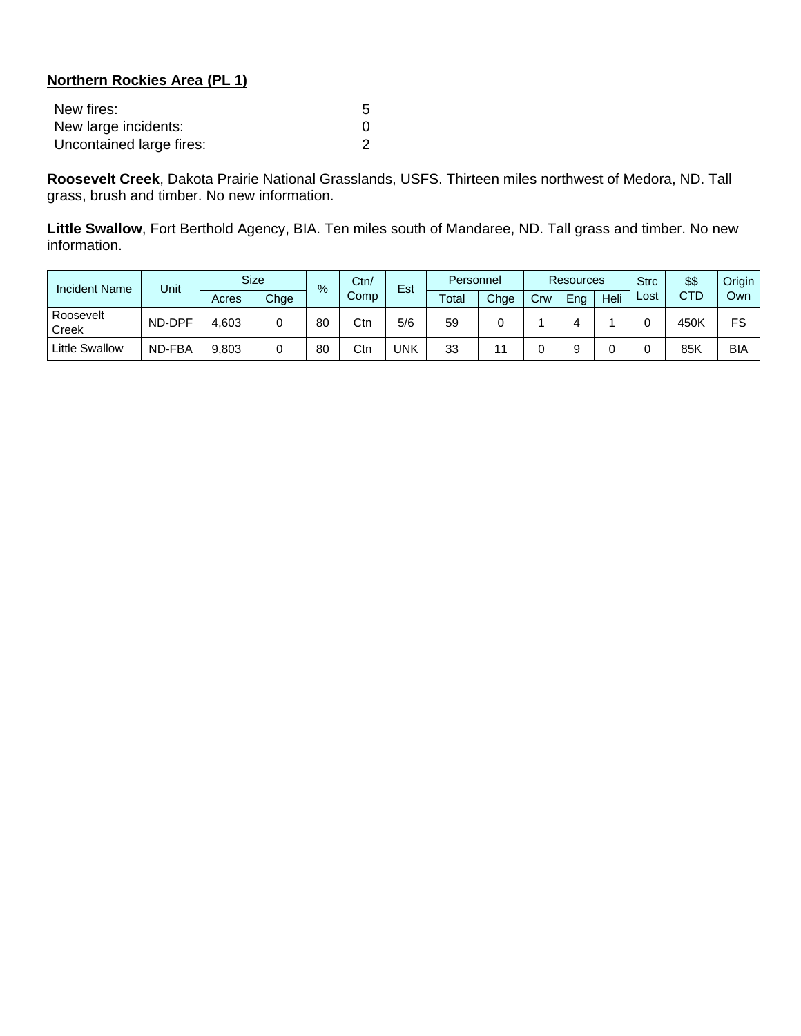**Northern Rockies Area (PL 1)**

New fires: 5
New large incidents: 0
Uncontained large fires: 2

**Roosevelt Creek**, Dakota Prairie National Grasslands, USFS. Thirteen miles northwest of Medora, ND. Tall grass, brush and timber. No new information.

**Little Swallow**, Fort Berthold Agency, BIA. Ten miles south of Mandaree, ND. Tall grass and timber. No new information.

| Incident Name | Unit | Size | | % | Ctn/ Comp | Est | Personnel | | Resources | | | Strc Lost | $$ CTD | Origin Own |
|---|---|---|---|---|---|---|---|---|---|---|---|---|---|---|
| | | Acres | Chge | | | | Total | Chge | Crw | Eng | Heli | | | |
| Roosevelt Creek | ND-DPF | 4,603 | 0 | 80 | Ctn | 5/6 | 59 | 0 | 1 | 4 | 1 | 0 | 450K | FS |
| Little Swallow | ND-FBA | 9,803 | 0 | 80 | Ctn | UNK | 33 | 11 | 0 | 9 | 0 | 0 | 85K | BIA |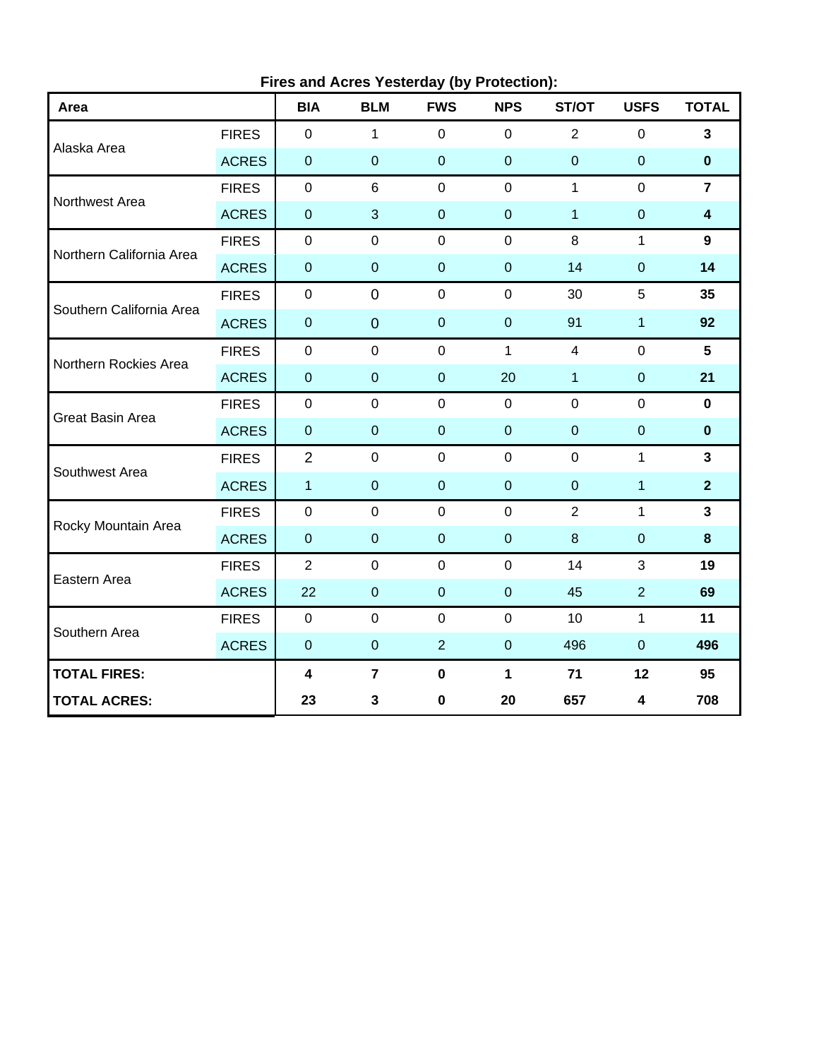**Fires and Acres Yesterday (by Protection):**

| Area | | BIA | BLM | FWS | NPS | ST/OT | USFS | TOTAL |
|---|---|---|---|---|---|---|---|---|
| Alaska Area | FIRES | 0 | 1 | 0 | 0 | 2 | 0 | **3** |
| | ACRES | 0 | 0 | 0 | 0 | 0 | 0 | **0** |
| Northwest Area | FIRES | 0 | 6 | 0 | 0 | 1 | 0 | **7** |
| | ACRES | 0 | 3 | 0 | 0 | 1 | 0 | **4** |
| Northern California Area | FIRES | 0 | 0 | 0 | 0 | 8 | 1 | **9** |
| | ACRES | 0 | 0 | 0 | 0 | 14 | 0 | **14** |
| Southern California Area | FIRES | 0 | 0 | 0 | 0 | 30 | 5 | **35** |
| | ACRES | 0 | 0 | 0 | 0 | 91 | 1 | **92** |
| Northern Rockies Area | FIRES | 0 | 0 | 0 | 1 | 4 | 0 | **5** |
| | ACRES | 0 | 0 | 0 | 20 | 1 | 0 | **21** |
| Great Basin Area | FIRES | 0 | 0 | 0 | 0 | 0 | 0 | **0** |
| | ACRES | 0 | 0 | 0 | 0 | 0 | 0 | **0** |
| Southwest Area | FIRES | 2 | 0 | 0 | 0 | 0 | 1 | **3** |
| | ACRES | 1 | 0 | 0 | 0 | 0 | 1 | **2** |
| Rocky Mountain Area | FIRES | 0 | 0 | 0 | 0 | 2 | 1 | **3** |
| | ACRES | 0 | 0 | 0 | 0 | 8 | 0 | **8** |
| Eastern Area | FIRES | 2 | 0 | 0 | 0 | 14 | 3 | **19** |
| | ACRES | 22 | 0 | 0 | 0 | 45 | 2 | **69** |
| Southern Area | FIRES | 0 | 0 | 0 | 0 | 10 | 1 | **11** |
| | ACRES | 0 | 0 | 2 | 0 | 496 | 0 | **496** |
| **TOTAL FIRES:** | | **4** | **7** | **0** | **1** | **71** | **12** | **95** |
| **TOTAL ACRES:** | | **23** | **3** | **0** | **20** | **657** | **4** | **708** |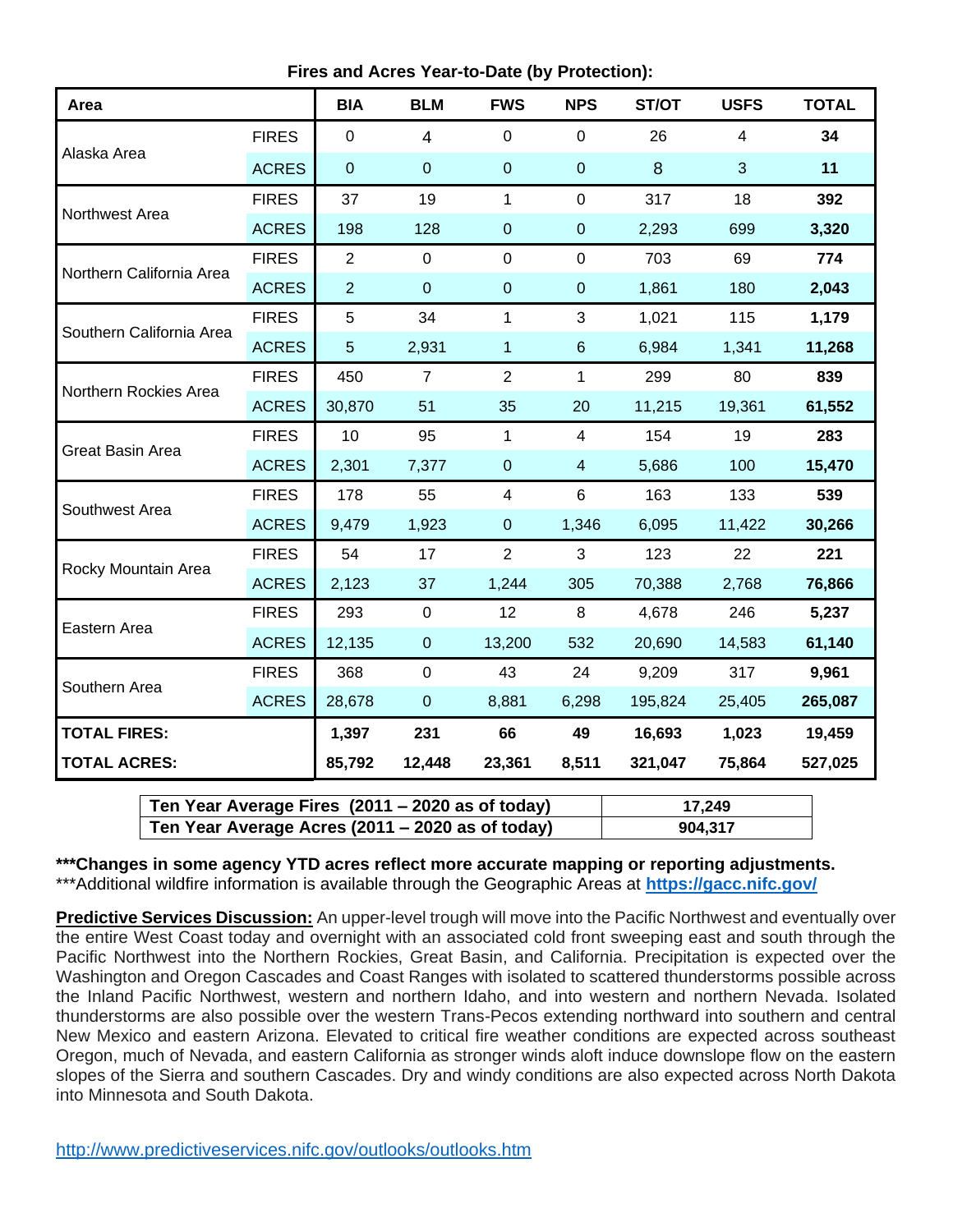**Fires and Acres Year-to-Date (by Protection):**

| Area | | BIA | BLM | FWS | NPS | ST/OT | USFS | TOTAL |
|---|---|---|---|---|---|---|---|---|
| Alaska Area | FIRES | 0 | 4 | 0 | 0 | 26 | 4 | **34** |
| | ACRES | 0 | 0 | 0 | 0 | 8 | 3 | **11** |
| Northwest Area | FIRES | 37 | 19 | 1 | 0 | 317 | 18 | **392** |
| | ACRES | 198 | 128 | 0 | 0 | 2,293 | 699 | **3,320** |
| Northern California Area | FIRES | 2 | 0 | 0 | 0 | 703 | 69 | **774** |
| | ACRES | 2 | 0 | 0 | 0 | 1,861 | 180 | **2,043** |
| Southern California Area | FIRES | 5 | 34 | 1 | 3 | 1,021 | 115 | **1,179** |
| | ACRES | 5 | 2,931 | 1 | 6 | 6,984 | 1,341 | **11,268** |
| Northern Rockies Area | FIRES | 450 | 7 | 2 | 1 | 299 | 80 | **839** |
| | ACRES | 30,870 | 51 | 35 | 20 | 11,215 | 19,361 | **61,552** |
| Great Basin Area | FIRES | 10 | 95 | 1 | 4 | 154 | 19 | **283** |
| | ACRES | 2,301 | 7,377 | 0 | 4 | 5,686 | 100 | **15,470** |
| Southwest Area | FIRES | 178 | 55 | 4 | 6 | 163 | 133 | **539** |
| | ACRES | 9,479 | 1,923 | 0 | 1,346 | 6,095 | 11,422 | **30,266** |
| Rocky Mountain Area | FIRES | 54 | 17 | 2 | 3 | 123 | 22 | **221** |
| | ACRES | 2,123 | 37 | 1,244 | 305 | 70,388 | 2,768 | **76,866** |
| Eastern Area | FIRES | 293 | 0 | 12 | 8 | 4,678 | 246 | **5,237** |
| | ACRES | 12,135 | 0 | 13,200 | 532 | 20,690 | 14,583 | **61,140** |
| Southern Area | FIRES | 368 | 0 | 43 | 24 | 9,209 | 317 | **9,961** |
| | ACRES | 28,678 | 0 | 8,881 | 6,298 | 195,824 | 25,405 | **265,087** |
| **TOTAL FIRES:** | | **1,397** | **231** | **66** | **49** | **16,693** | **1,023** | **19,459** |
| **TOTAL ACRES:** | | **85,792** | **12,448** | **23,361** | **8,511** | **321,047** | **75,864** | **527,025** |

| | |
|---|---|
| **Ten Year Average Fires (2011 – 2020 as of today)** | **17,249** |
| **Ten Year Average Acres (2011 – 2020 as of today)** | **904,317** |

**\*\*\*Changes in some agency YTD acres reflect more accurate mapping or reporting adjustments.**
***Additional wildfire information is available through the Geographic Areas at **https://gacc.nifc.gov/**

**Predictive Services Discussion:** An upper-level trough will move into the Pacific Northwest and eventually over the entire West Coast today and overnight with an associated cold front sweeping east and south through the Pacific Northwest into the Northern Rockies, Great Basin, and California. Precipitation is expected over the Washington and Oregon Cascades and Coast Ranges with isolated to scattered thunderstorms possible across the Inland Pacific Northwest, western and northern Idaho, and into western and northern Nevada. Isolated thunderstorms are also possible over the western Trans-Pecos extending northward into southern and central New Mexico and eastern Arizona. Elevated to critical fire weather conditions are expected across southeast Oregon, much of Nevada, and eastern California as stronger winds aloft induce downslope flow on the eastern slopes of the Sierra and southern Cascades. Dry and windy conditions are also expected across North Dakota into Minnesota and South Dakota.

http://www.predictiveservices.nifc.gov/outlooks/outlooks.htm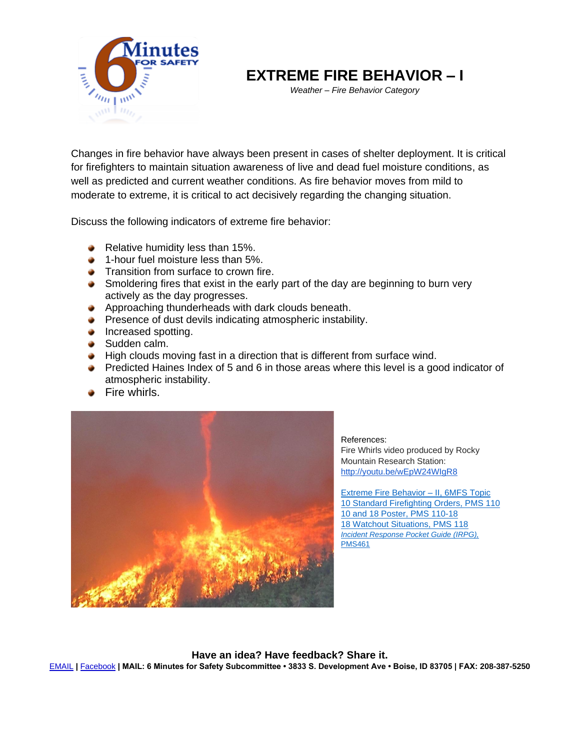# EXTREME FIRE BEHAVIOR – I

*Weather – Fire Behavior Category*

Changes in fire behavior have always been present in cases of shelter deployment. It is critical for firefighters to maintain situation awareness of live and dead fuel moisture conditions, as well as predicted and current weather conditions. As fire behavior moves from mild to moderate to extreme, it is critical to act decisively regarding the changing situation.

Discuss the following indicators of extreme fire behavior:

- Relative humidity less than 15%.
- 1-hour fuel moisture less than 5%.
- Transition from surface to crown fire.
- Smoldering fires that exist in the early part of the day are beginning to burn very actively as the day progresses.
- Approaching thunderheads with dark clouds beneath.
- Presence of dust devils indicating atmospheric instability.
- Increased spotting.
- Sudden calm.
- High clouds moving fast in a direction that is different from surface wind.
- Predicted Haines Index of 5 and 6 in those areas where this level is a good indicator of atmospheric instability.
- Fire whirls.

References:
Fire Whirls video produced by Rocky Mountain Research Station: http://youtu.be/wEpW24WIgR8

Extreme Fire Behavior – II, 6MFS Topic
10 Standard Firefighting Orders, PMS 110
10 and 18 Poster, PMS 110-18
18 Watchout Situations, PMS 118
*Incident Response Pocket Guide (IRPG),* PMS461

**Have an idea? Have feedback? Share it.**

EMAIL | Facebook | **MAIL: 6 Minutes for Safety Subcommittee • 3833 S. Development Ave • Boise, ID 83705 | FAX: 208-387-5250**